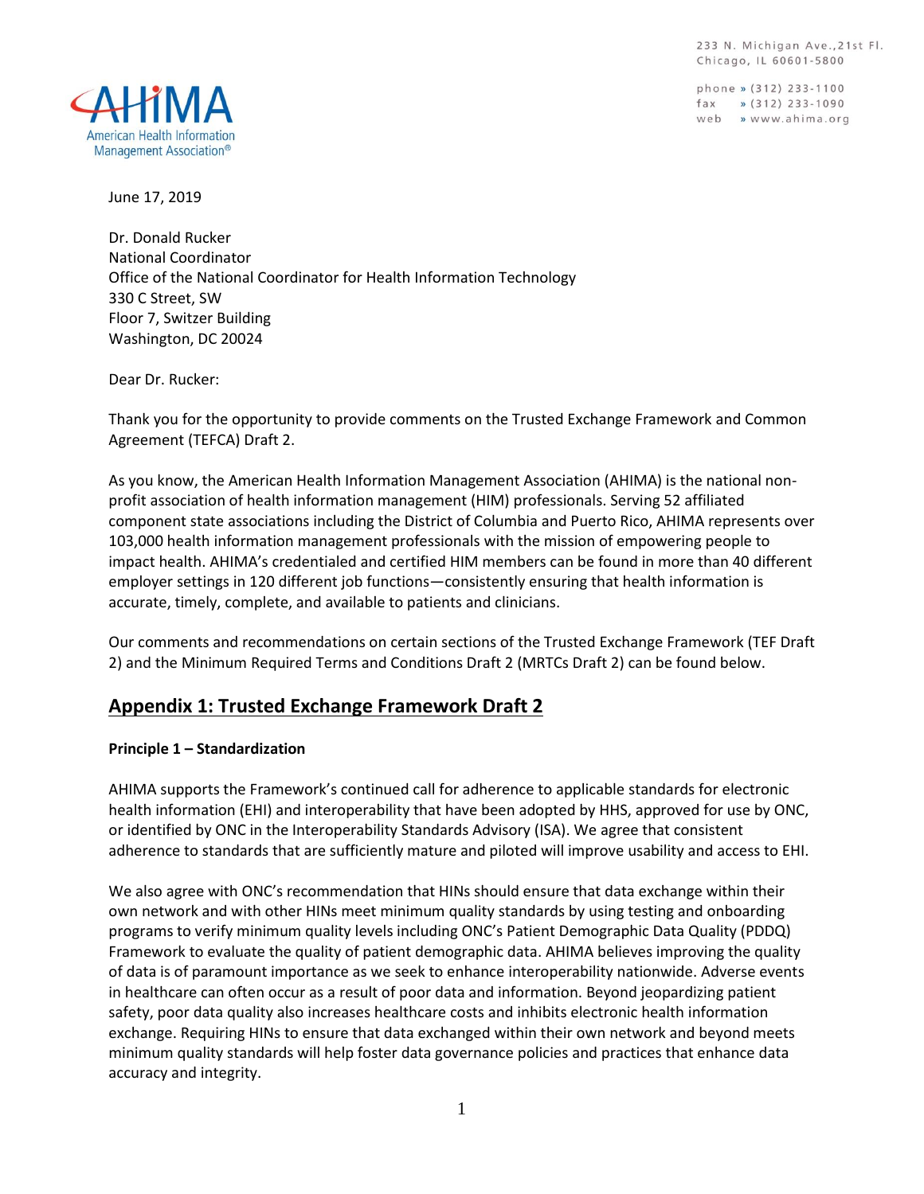233 N. Michigan Ave., 21st Fl.
Chicago, IL 60601-5800

phone » (312) 233-1100
fax » (312) 233-1090
web » www.ahima.org

AHIMA
American Health Information Management Association®

June 17, 2019

Dr. Donald Rucker
National Coordinator
Office of the National Coordinator for Health Information Technology
330 C Street, SW
Floor 7, Switzer Building
Washington, DC 20024

Dear Dr. Rucker:

Thank you for the opportunity to provide comments on the Trusted Exchange Framework and Common Agreement (TEFCA) Draft 2.

As you know, the American Health Information Management Association (AHIMA) is the national non-profit association of health information management (HIM) professionals. Serving 52 affiliated component state associations including the District of Columbia and Puerto Rico, AHIMA represents over 103,000 health information management professionals with the mission of empowering people to impact health. AHIMA's credentialed and certified HIM members can be found in more than 40 different employer settings in 120 different job functions—consistently ensuring that health information is accurate, timely, complete, and available to patients and clinicians.

Our comments and recommendations on certain sections of the Trusted Exchange Framework (TEF Draft 2) and the Minimum Required Terms and Conditions Draft 2 (MRTCs Draft 2) can be found below.

## Appendix 1: Trusted Exchange Framework Draft 2

**Principle 1 – Standardization**

AHIMA supports the Framework's continued call for adherence to applicable standards for electronic health information (EHI) and interoperability that have been adopted by HHS, approved for use by ONC, or identified by ONC in the Interoperability Standards Advisory (ISA). We agree that consistent adherence to standards that are sufficiently mature and piloted will improve usability and access to EHI.

We also agree with ONC's recommendation that HINs should ensure that data exchange within their own network and with other HINs meet minimum quality standards by using testing and onboarding programs to verify minimum quality levels including ONC's Patient Demographic Data Quality (PDDQ) Framework to evaluate the quality of patient demographic data. AHIMA believes improving the quality of data is of paramount importance as we seek to enhance interoperability nationwide. Adverse events in healthcare can often occur as a result of poor data and information. Beyond jeopardizing patient safety, poor data quality also increases healthcare costs and inhibits electronic health information exchange. Requiring HINs to ensure that data exchanged within their own network and beyond meets minimum quality standards will help foster data governance policies and practices that enhance data accuracy and integrity.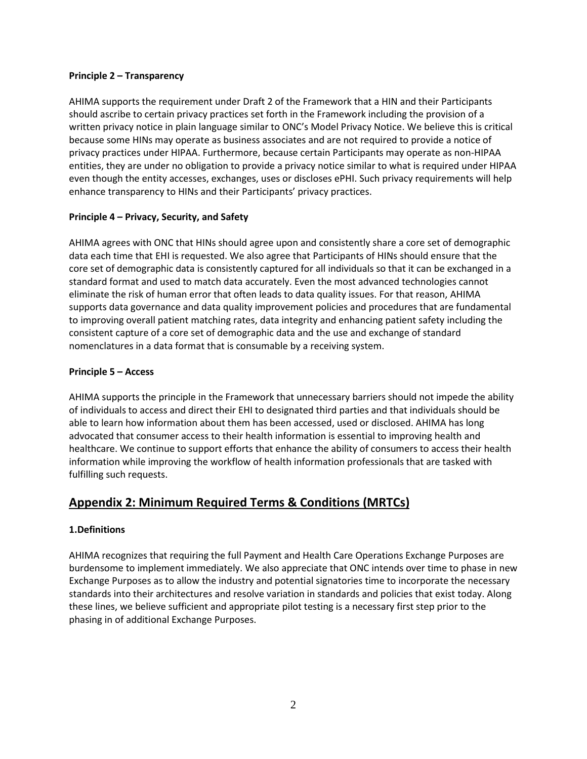**Principle 2 – Transparency**

AHIMA supports the requirement under Draft 2 of the Framework that a HIN and their Participants should ascribe to certain privacy practices set forth in the Framework including the provision of a written privacy notice in plain language similar to ONC's Model Privacy Notice. We believe this is critical because some HINs may operate as business associates and are not required to provide a notice of privacy practices under HIPAA. Furthermore, because certain Participants may operate as non-HIPAA entities, they are under no obligation to provide a privacy notice similar to what is required under HIPAA even though the entity accesses, exchanges, uses or discloses ePHI. Such privacy requirements will help enhance transparency to HINs and their Participants' privacy practices.

**Principle 4 – Privacy, Security, and Safety**

AHIMA agrees with ONC that HINs should agree upon and consistently share a core set of demographic data each time that EHI is requested. We also agree that Participants of HINs should ensure that the core set of demographic data is consistently captured for all individuals so that it can be exchanged in a standard format and used to match data accurately. Even the most advanced technologies cannot eliminate the risk of human error that often leads to data quality issues. For that reason, AHIMA supports data governance and data quality improvement policies and procedures that are fundamental to improving overall patient matching rates, data integrity and enhancing patient safety including the consistent capture of a core set of demographic data and the use and exchange of standard nomenclatures in a data format that is consumable by a receiving system.

**Principle 5 – Access**

AHIMA supports the principle in the Framework that unnecessary barriers should not impede the ability of individuals to access and direct their EHI to designated third parties and that individuals should be able to learn how information about them has been accessed, used or disclosed. AHIMA has long advocated that consumer access to their health information is essential to improving health and healthcare. We continue to support efforts that enhance the ability of consumers to access their health information while improving the workflow of health information professionals that are tasked with fulfilling such requests.

## Appendix 2: Minimum Required Terms & Conditions (MRTCs)

**1.Definitions**

AHIMA recognizes that requiring the full Payment and Health Care Operations Exchange Purposes are burdensome to implement immediately. We also appreciate that ONC intends over time to phase in new Exchange Purposes as to allow the industry and potential signatories time to incorporate the necessary standards into their architectures and resolve variation in standards and policies that exist today. Along these lines, we believe sufficient and appropriate pilot testing is a necessary first step prior to the phasing in of additional Exchange Purposes.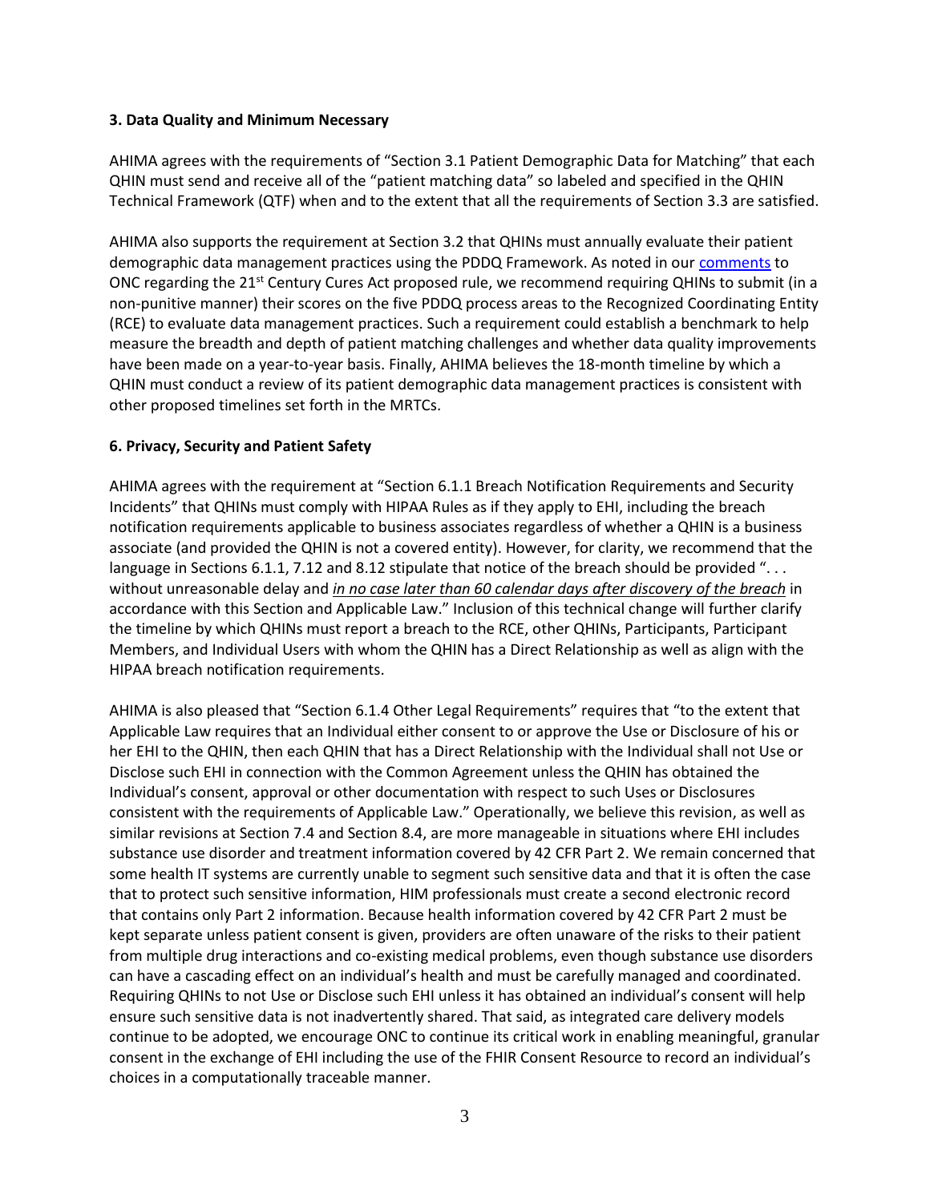**3. Data Quality and Minimum Necessary**

AHIMA agrees with the requirements of "Section 3.1 Patient Demographic Data for Matching" that each QHIN must send and receive all of the "patient matching data" so labeled and specified in the QHIN Technical Framework (QTF) when and to the extent that all the requirements of Section 3.3 are satisfied.

AHIMA also supports the requirement at Section 3.2 that QHINs must annually evaluate their patient demographic data management practices using the PDDQ Framework. As noted in our comments to ONC regarding the 21st Century Cures Act proposed rule, we recommend requiring QHINs to submit (in a non-punitive manner) their scores on the five PDDQ process areas to the Recognized Coordinating Entity (RCE) to evaluate data management practices. Such a requirement could establish a benchmark to help measure the breadth and depth of patient matching challenges and whether data quality improvements have been made on a year-to-year basis. Finally, AHIMA believes the 18-month timeline by which a QHIN must conduct a review of its patient demographic data management practices is consistent with other proposed timelines set forth in the MRTCs.

**6. Privacy, Security and Patient Safety**

AHIMA agrees with the requirement at "Section 6.1.1 Breach Notification Requirements and Security Incidents" that QHINs must comply with HIPAA Rules as if they apply to EHI, including the breach notification requirements applicable to business associates regardless of whether a QHIN is a business associate (and provided the QHIN is not a covered entity). However, for clarity, we recommend that the language in Sections 6.1.1, 7.12 and 8.12 stipulate that notice of the breach should be provided ". . . without unreasonable delay and *in no case later than 60 calendar days after discovery of the breach* in accordance with this Section and Applicable Law." Inclusion of this technical change will further clarify the timeline by which QHINs must report a breach to the RCE, other QHINs, Participants, Participant Members, and Individual Users with whom the QHIN has a Direct Relationship as well as align with the HIPAA breach notification requirements.

AHIMA is also pleased that "Section 6.1.4 Other Legal Requirements" requires that "to the extent that Applicable Law requires that an Individual either consent to or approve the Use or Disclosure of his or her EHI to the QHIN, then each QHIN that has a Direct Relationship with the Individual shall not Use or Disclose such EHI in connection with the Common Agreement unless the QHIN has obtained the Individual's consent, approval or other documentation with respect to such Uses or Disclosures consistent with the requirements of Applicable Law." Operationally, we believe this revision, as well as similar revisions at Section 7.4 and Section 8.4, are more manageable in situations where EHI includes substance use disorder and treatment information covered by 42 CFR Part 2. We remain concerned that some health IT systems are currently unable to segment such sensitive data and that it is often the case that to protect such sensitive information, HIM professionals must create a second electronic record that contains only Part 2 information. Because health information covered by 42 CFR Part 2 must be kept separate unless patient consent is given, providers are often unaware of the risks to their patient from multiple drug interactions and co-existing medical problems, even though substance use disorders can have a cascading effect on an individual's health and must be carefully managed and coordinated. Requiring QHINs to not Use or Disclose such EHI unless it has obtained an individual's consent will help ensure such sensitive data is not inadvertently shared. That said, as integrated care delivery models continue to be adopted, we encourage ONC to continue its critical work in enabling meaningful, granular consent in the exchange of EHI including the use of the FHIR Consent Resource to record an individual's choices in a computationally traceable manner.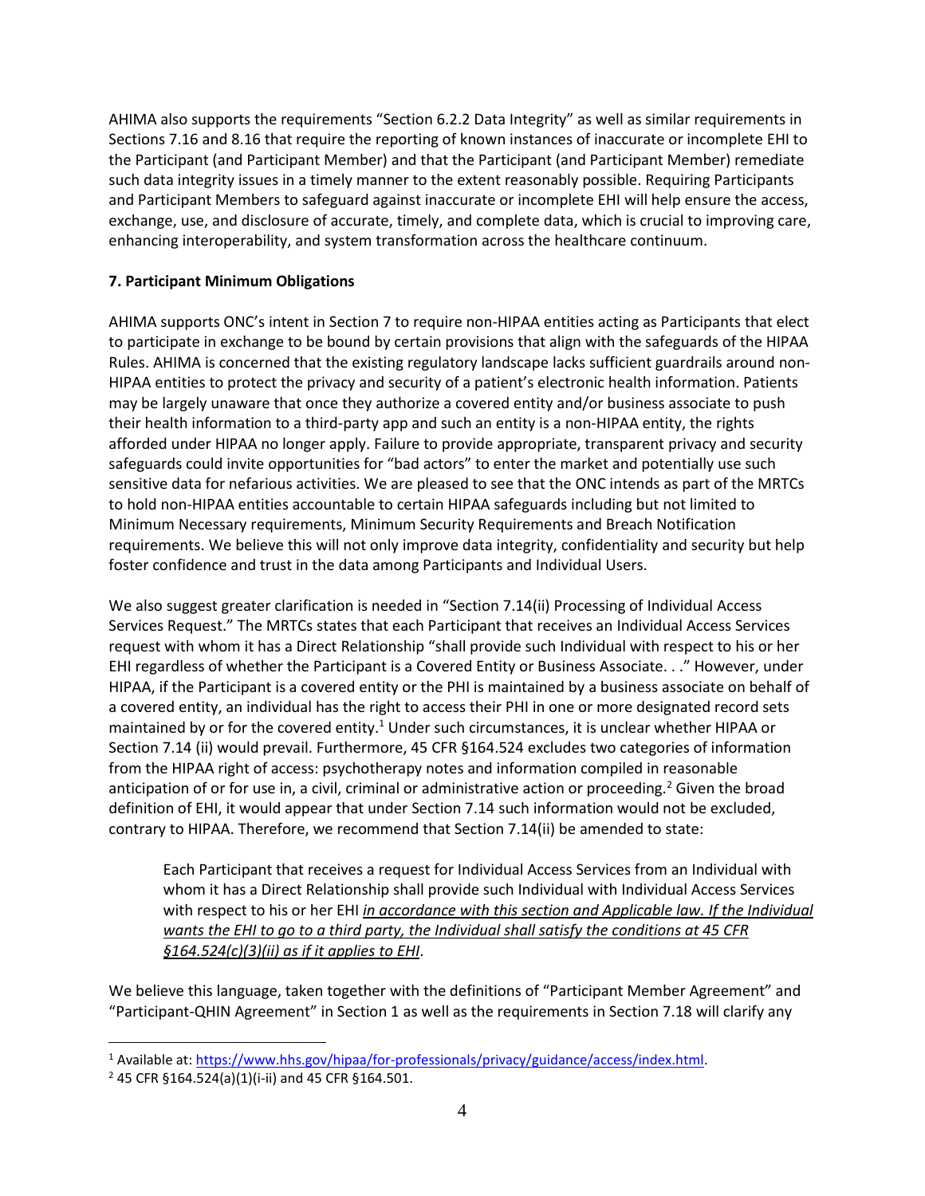AHIMA also supports the requirements "Section 6.2.2 Data Integrity" as well as similar requirements in Sections 7.16 and 8.16 that require the reporting of known instances of inaccurate or incomplete EHI to the Participant (and Participant Member) and that the Participant (and Participant Member) remediate such data integrity issues in a timely manner to the extent reasonably possible. Requiring Participants and Participant Members to safeguard against inaccurate or incomplete EHI will help ensure the access, exchange, use, and disclosure of accurate, timely, and complete data, which is crucial to improving care, enhancing interoperability, and system transformation across the healthcare continuum.

**7. Participant Minimum Obligations**

AHIMA supports ONC's intent in Section 7 to require non-HIPAA entities acting as Participants that elect to participate in exchange to be bound by certain provisions that align with the safeguards of the HIPAA Rules. AHIMA is concerned that the existing regulatory landscape lacks sufficient guardrails around non-HIPAA entities to protect the privacy and security of a patient's electronic health information. Patients may be largely unaware that once they authorize a covered entity and/or business associate to push their health information to a third-party app and such an entity is a non-HIPAA entity, the rights afforded under HIPAA no longer apply. Failure to provide appropriate, transparent privacy and security safeguards could invite opportunities for "bad actors" to enter the market and potentially use such sensitive data for nefarious activities. We are pleased to see that the ONC intends as part of the MRTCs to hold non-HIPAA entities accountable to certain HIPAA safeguards including but not limited to Minimum Necessary requirements, Minimum Security Requirements and Breach Notification requirements. We believe this will not only improve data integrity, confidentiality and security but help foster confidence and trust in the data among Participants and Individual Users.

We also suggest greater clarification is needed in "Section 7.14(ii) Processing of Individual Access Services Request." The MRTCs states that each Participant that receives an Individual Access Services request with whom it has a Direct Relationship "shall provide such Individual with respect to his or her EHI regardless of whether the Participant is a Covered Entity or Business Associate. . ." However, under HIPAA, if the Participant is a covered entity or the PHI is maintained by a business associate on behalf of a covered entity, an individual has the right to access their PHI in one or more designated record sets maintained by or for the covered entity.[1] Under such circumstances, it is unclear whether HIPAA or Section 7.14 (ii) would prevail. Furthermore, 45 CFR §164.524 excludes two categories of information from the HIPAA right of access: psychotherapy notes and information compiled in reasonable anticipation of or for use in, a civil, criminal or administrative action or proceeding.[2] Given the broad definition of EHI, it would appear that under Section 7.14 such information would not be excluded, contrary to HIPAA. Therefore, we recommend that Section 7.14(ii) be amended to state:

> Each Participant that receives a request for Individual Access Services from an Individual with whom it has a Direct Relationship shall provide such Individual with Individual Access Services with respect to his or her EHI *<u>in accordance with this section and Applicable law. If the Individual wants the EHI to go to a third party, the Individual shall satisfy the conditions at 45 CFR §164.524(c)(3)(ii) as if it applies to EHI</u>*.

We believe this language, taken together with the definitions of "Participant Member Agreement" and "Participant-QHIN Agreement" in Section 1 as well as the requirements in Section 7.18 will clarify any

---

[1] Available at: https://www.hhs.gov/hipaa/for-professionals/privacy/guidance/access/index.html.

[2] 45 CFR §164.524(a)(1)(i-ii) and 45 CFR §164.501.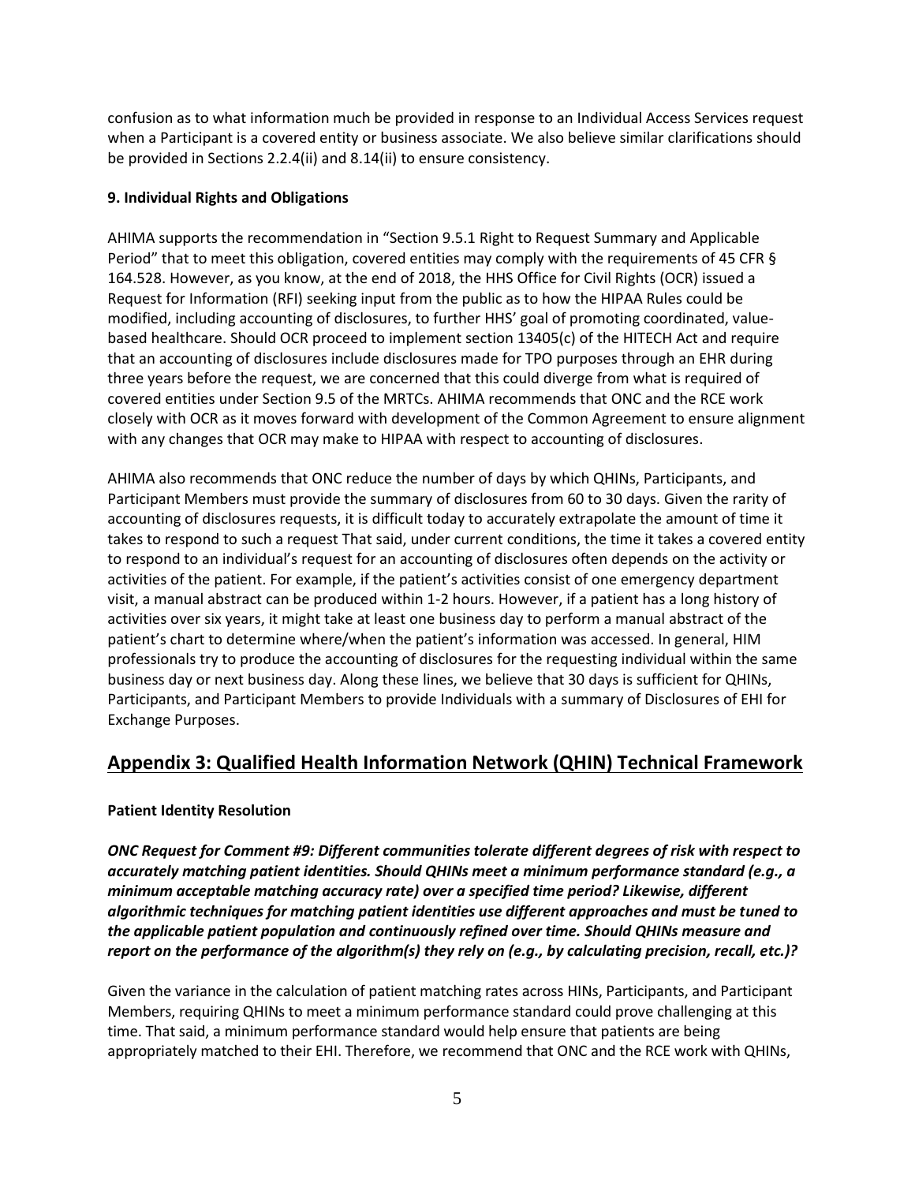confusion as to what information much be provided in response to an Individual Access Services request when a Participant is a covered entity or business associate. We also believe similar clarifications should be provided in Sections 2.2.4(ii) and 8.14(ii) to ensure consistency.

**9. Individual Rights and Obligations**

AHIMA supports the recommendation in "Section 9.5.1 Right to Request Summary and Applicable Period" that to meet this obligation, covered entities may comply with the requirements of 45 CFR § 164.528. However, as you know, at the end of 2018, the HHS Office for Civil Rights (OCR) issued a Request for Information (RFI) seeking input from the public as to how the HIPAA Rules could be modified, including accounting of disclosures, to further HHS' goal of promoting coordinated, value-based healthcare. Should OCR proceed to implement section 13405(c) of the HITECH Act and require that an accounting of disclosures include disclosures made for TPO purposes through an EHR during three years before the request, we are concerned that this could diverge from what is required of covered entities under Section 9.5 of the MRTCs. AHIMA recommends that ONC and the RCE work closely with OCR as it moves forward with development of the Common Agreement to ensure alignment with any changes that OCR may make to HIPAA with respect to accounting of disclosures.

AHIMA also recommends that ONC reduce the number of days by which QHINs, Participants, and Participant Members must provide the summary of disclosures from 60 to 30 days. Given the rarity of accounting of disclosures requests, it is difficult today to accurately extrapolate the amount of time it takes to respond to such a request That said, under current conditions, the time it takes a covered entity to respond to an individual's request for an accounting of disclosures often depends on the activity or activities of the patient. For example, if the patient's activities consist of one emergency department visit, a manual abstract can be produced within 1-2 hours. However, if a patient has a long history of activities over six years, it might take at least one business day to perform a manual abstract of the patient's chart to determine where/when the patient's information was accessed. In general, HIM professionals try to produce the accounting of disclosures for the requesting individual within the same business day or next business day. Along these lines, we believe that 30 days is sufficient for QHINs, Participants, and Participant Members to provide Individuals with a summary of Disclosures of EHI for Exchange Purposes.

## Appendix 3: Qualified Health Information Network (QHIN) Technical Framework

**Patient Identity Resolution**

***ONC Request for Comment #9: Different communities tolerate different degrees of risk with respect to accurately matching patient identities. Should QHINs meet a minimum performance standard (e.g., a minimum acceptable matching accuracy rate) over a specified time period? Likewise, different algorithmic techniques for matching patient identities use different approaches and must be tuned to the applicable patient population and continuously refined over time. Should QHINs measure and report on the performance of the algorithm(s) they rely on (e.g., by calculating precision, recall, etc.)?***

Given the variance in the calculation of patient matching rates across HINs, Participants, and Participant Members, requiring QHINs to meet a minimum performance standard could prove challenging at this time. That said, a minimum performance standard would help ensure that patients are being appropriately matched to their EHI. Therefore, we recommend that ONC and the RCE work with QHINs,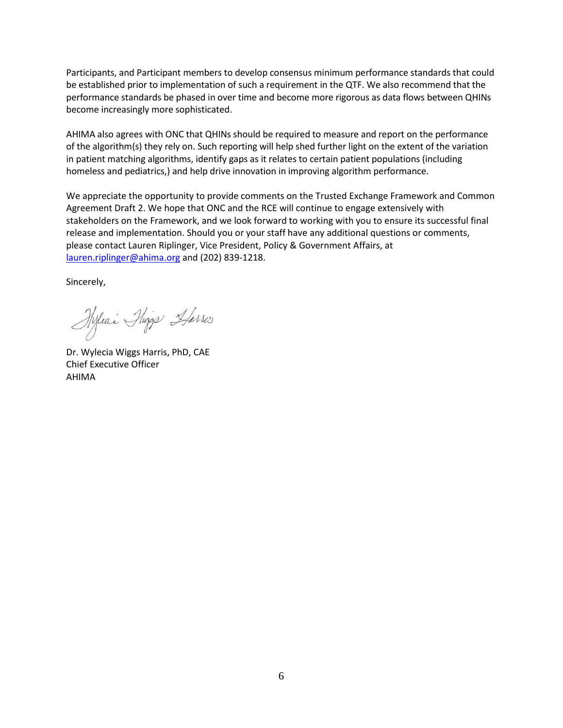Participants, and Participant members to develop consensus minimum performance standards that could be established prior to implementation of such a requirement in the QTF. We also recommend that the performance standards be phased in over time and become more rigorous as data flows between QHINs become increasingly more sophisticated.

AHIMA also agrees with ONC that QHINs should be required to measure and report on the performance of the algorithm(s) they rely on. Such reporting will help shed further light on the extent of the variation in patient matching algorithms, identify gaps as it relates to certain patient populations (including homeless and pediatrics,) and help drive innovation in improving algorithm performance.

We appreciate the opportunity to provide comments on the Trusted Exchange Framework and Common Agreement Draft 2. We hope that ONC and the RCE will continue to engage extensively with stakeholders on the Framework, and we look forward to working with you to ensure its successful final release and implementation. Should you or your staff have any additional questions or comments, please contact Lauren Riplinger, Vice President, Policy & Government Affairs, at lauren.riplinger@ahima.org and (202) 839-1218.

Sincerely,

Dr. Wylecia Wiggs Harris, PhD, CAE
Chief Executive Officer
AHIMA